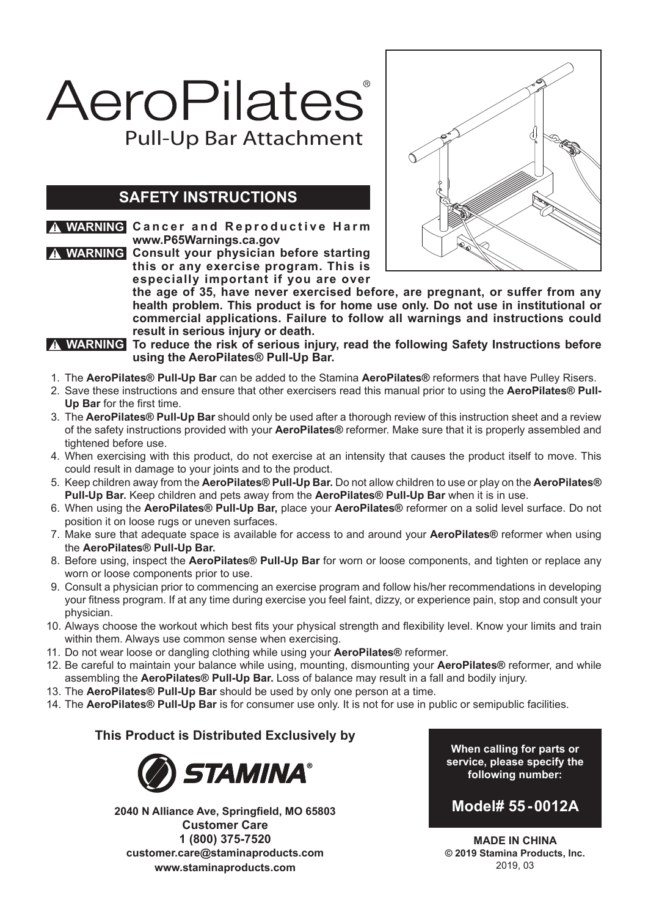# AeroPilates®

## Pull-Up Bar Attachment

## SAFETY INSTRUCTIONS

**⚠ WARNING** **Cancer and Reproductive Harm www.P65Warnings.ca.gov**

**⚠ WARNING** **Consult your physician before starting this or any exercise program. This is especially important if you are over the age of 35, have never exercised before, are pregnant, or suffer from any health problem. This product is for home use only. Do not use in institutional or commercial applications. Failure to follow all warnings and instructions could result in serious injury or death.**

**⚠ WARNING** **To reduce the risk of serious injury, read the following Safety Instructions before using the AeroPilates® Pull-Up Bar.**

1. The **AeroPilates® Pull-Up Bar** can be added to the Stamina **AeroPilates®** reformers that have Pulley Risers.
2. Save these instructions and ensure that other exercisers read this manual prior to using the **AeroPilates® Pull-Up Bar** for the first time.
3. The **AeroPilates® Pull-Up Bar** should only be used after a thorough review of this instruction sheet and a review of the safety instructions provided with your **AeroPilates®** reformer. Make sure that it is properly assembled and tightened before use.
4. When exercising with this product, do not exercise at an intensity that causes the product itself to move. This could result in damage to your joints and to the product.
5. Keep children away from the **AeroPilates® Pull-Up Bar.** Do not allow children to use or play on the **AeroPilates® Pull-Up Bar.** Keep children and pets away from the **AeroPilates® Pull-Up Bar** when it is in use.
6. When using the **AeroPilates® Pull-Up Bar,** place your **AeroPilates®** reformer on a solid level surface. Do not position it on loose rugs or uneven surfaces.
7. Make sure that adequate space is available for access to and around your **AeroPilates®** reformer when using the **AeroPilates® Pull-Up Bar.**
8. Before using, inspect the **AeroPilates® Pull-Up Bar** for worn or loose components, and tighten or replace any worn or loose components prior to use.
9. Consult a physician prior to commencing an exercise program and follow his/her recommendations in developing your fitness program. If at any time during exercise you feel faint, dizzy, or experience pain, stop and consult your physician.
10. Always choose the workout which best fits your physical strength and flexibility level. Know your limits and train within them. Always use common sense when exercising.
11. Do not wear loose or dangling clothing while using your **AeroPilates®** reformer.
12. Be careful to maintain your balance while using, mounting, dismounting your **AeroPilates®** reformer, and while assembling the **AeroPilates® Pull-Up Bar.** Loss of balance may result in a fall and bodily injury.
13. The **AeroPilates® Pull-Up Bar** should be used by only one person at a time.
14. The **AeroPilates® Pull-Up Bar** is for consumer use only. It is not for use in public or semipublic facilities.

**This Product is Distributed Exclusively by**

**STAMINA®**

**2040 N Alliance Ave, Springfield, MO 65803**
**Customer Care**
**1 (800) 375-7520**
**customer.care@staminaproducts.com**
**www.staminaproducts.com**

**When calling for parts or service, please specify the following number:**

**Model# 55-0012A**

**MADE IN CHINA**
**© 2019 Stamina Products, Inc.**
2019, 03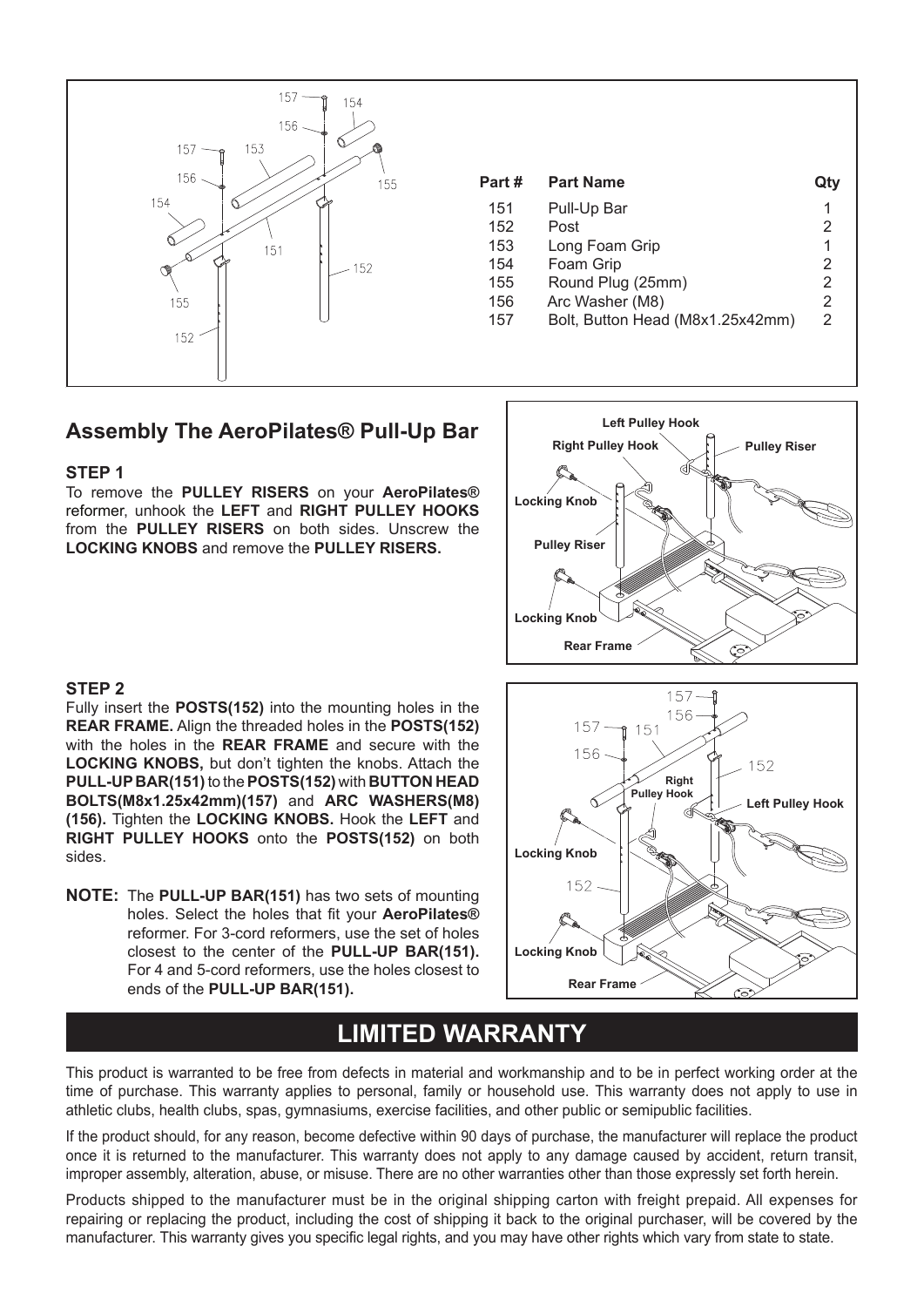| Part # | Part Name | Qty |
|---|---|---|
| 151 | Pull-Up Bar | 1 |
| 152 | Post | 2 |
| 153 | Long Foam Grip | 1 |
| 154 | Foam Grip | 2 |
| 155 | Round Plug (25mm) | 2 |
| 156 | Arc Washer (M8) | 2 |
| 157 | Bolt, Button Head (M8x1.25x42mm) | 2 |

## Assembly The AeroPilates® Pull-Up Bar

### STEP 1

To remove the **PULLEY RISERS** on your **AeroPilates®** reformer, unhook the **LEFT** and **RIGHT PULLEY HOOKS** from the **PULLEY RISERS** on both sides. Unscrew the **LOCKING KNOBS** and remove the **PULLEY RISERS.**

### STEP 2

Fully insert the **POSTS(152)** into the mounting holes in the **REAR FRAME.** Align the threaded holes in the **POSTS(152)** with the holes in the **REAR FRAME** and secure with the **LOCKING KNOBS,** but don't tighten the knobs. Attach the **PULL-UP BAR(151)** to the **POSTS(152)** with **BUTTON HEAD BOLTS(M8x1.25x42mm)(157)** and **ARC WASHERS(M8) (156).** Tighten the **LOCKING KNOBS.** Hook the **LEFT** and **RIGHT PULLEY HOOKS** onto the **POSTS(152)** on both sides.

**NOTE:** The **PULL-UP BAR(151)** has two sets of mounting holes. Select the holes that fit your **AeroPilates®** reformer. For 3-cord reformers, use the set of holes closest to the center of the **PULL-UP BAR(151).** For 4 and 5-cord reformers, use the holes closest to ends of the **PULL-UP BAR(151).**

## LIMITED WARRANTY

This product is warranted to be free from defects in material and workmanship and to be in perfect working order at the time of purchase. This warranty applies to personal, family or household use. This warranty does not apply to use in athletic clubs, health clubs, spas, gymnasiums, exercise facilities, and other public or semipublic facilities.

If the product should, for any reason, become defective within 90 days of purchase, the manufacturer will replace the product once it is returned to the manufacturer. This warranty does not apply to any damage caused by accident, return transit, improper assembly, alteration, abuse, or misuse. There are no other warranties other than those expressly set forth herein.

Products shipped to the manufacturer must be in the original shipping carton with freight prepaid. All expenses for repairing or replacing the product, including the cost of shipping it back to the original purchaser, will be covered by the manufacturer. This warranty gives you specific legal rights, and you may have other rights which vary from state to state.